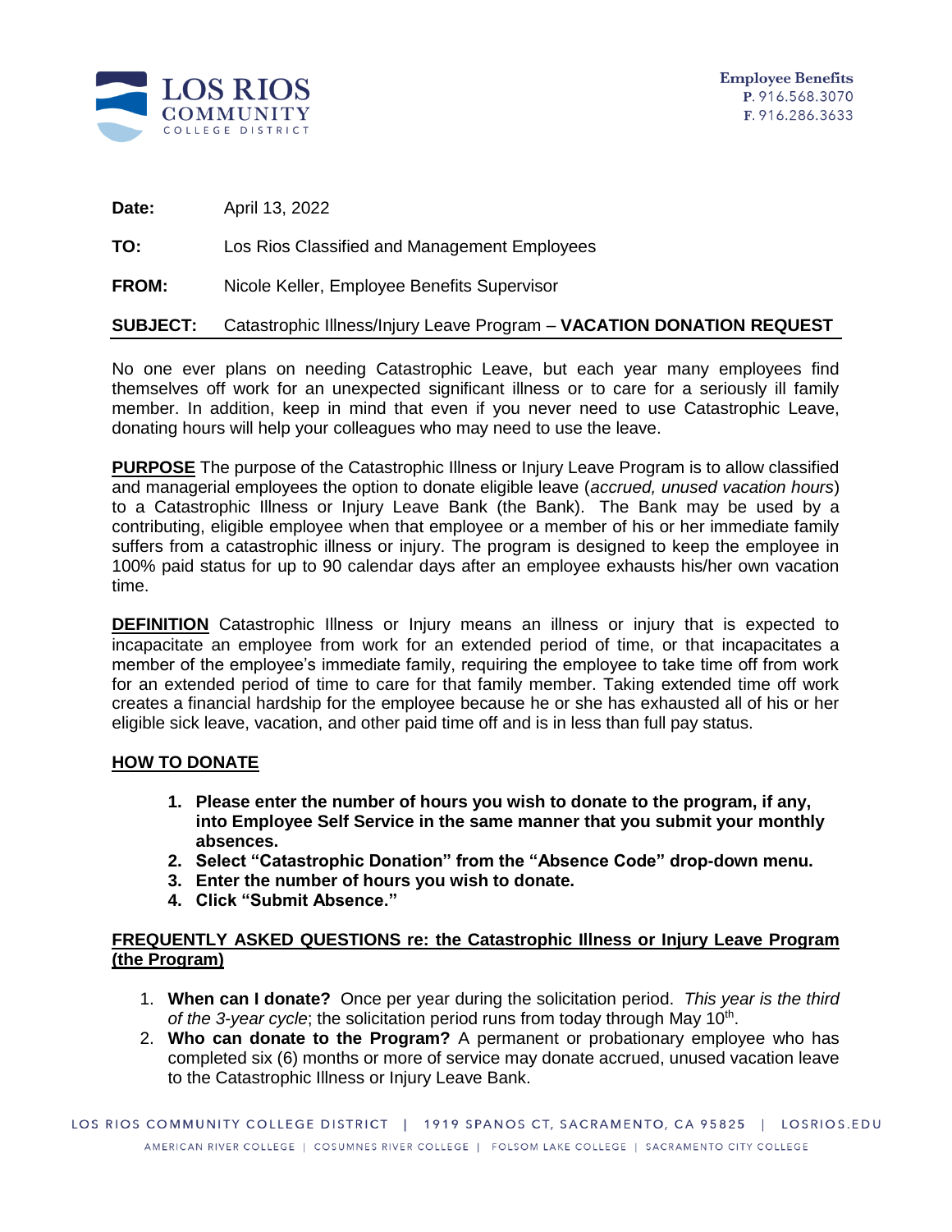LOS RIOS COMMUNITY COLLEGE DISTRICT

Employee Benefits
P. 916.568.3070
F. 916.286.3633

**Date:** April 13, 2022

**TO:** Los Rios Classified and Management Employees

**FROM:** Nicole Keller, Employee Benefits Supervisor

**SUBJECT:** Catastrophic Illness/Injury Leave Program – **VACATION DONATION REQUEST**

No one ever plans on needing Catastrophic Leave, but each year many employees find themselves off work for an unexpected significant illness or to care for a seriously ill family member. In addition, keep in mind that even if you never need to use Catastrophic Leave, donating hours will help your colleagues who may need to use the leave.

**PURPOSE** The purpose of the Catastrophic Illness or Injury Leave Program is to allow classified and managerial employees the option to donate eligible leave (*accrued, unused vacation hours*) to a Catastrophic Illness or Injury Leave Bank (the Bank). The Bank may be used by a contributing, eligible employee when that employee or a member of his or her immediate family suffers from a catastrophic illness or injury. The program is designed to keep the employee in 100% paid status for up to 90 calendar days after an employee exhausts his/her own vacation time.

**DEFINITION** Catastrophic Illness or Injury means an illness or injury that is expected to incapacitate an employee from work for an extended period of time, or that incapacitates a member of the employee's immediate family, requiring the employee to take time off from work for an extended period of time to care for that family member. Taking extended time off work creates a financial hardship for the employee because he or she has exhausted all of his or her eligible sick leave, vacation, and other paid time off and is in less than full pay status.

## HOW TO DONATE

1. **Please enter the number of hours you wish to donate to the program, if any, into Employee Self Service in the same manner that you submit your monthly absences.**
2. **Select "Catastrophic Donation" from the "Absence Code" drop-down menu.**
3. **Enter the number of hours you wish to donate.**
4. **Click "Submit Absence."**

## FREQUENTLY ASKED QUESTIONS re: the Catastrophic Illness or Injury Leave Program (the Program)

1. **When can I donate?** Once per year during the solicitation period. *This year is the third of the 3-year cycle*; the solicitation period runs from today through May 10th.
2. **Who can donate to the Program?** A permanent or probationary employee who has completed six (6) months or more of service may donate accrued, unused vacation leave to the Catastrophic Illness or Injury Leave Bank.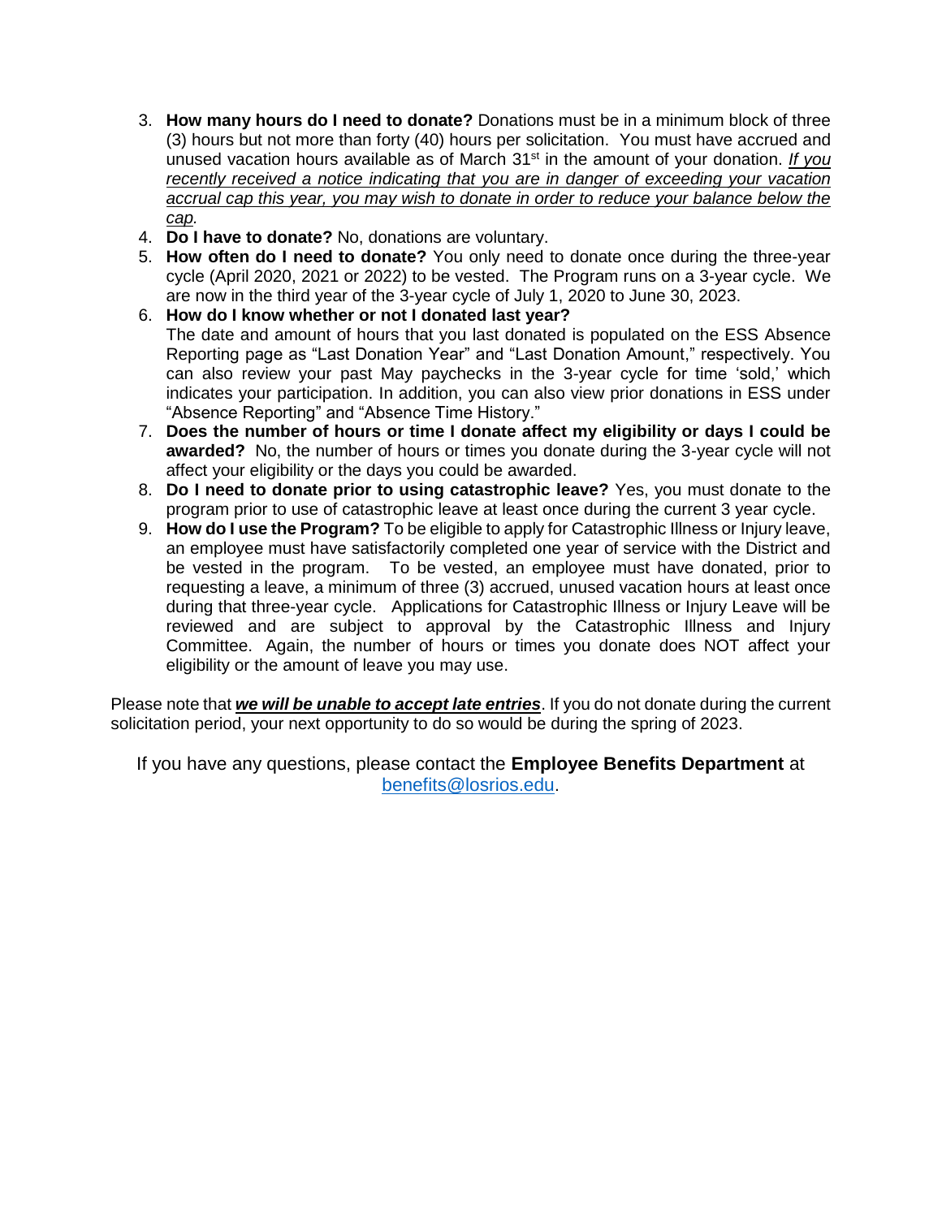3. **How many hours do I need to donate?** Donations must be in a minimum block of three (3) hours but not more than forty (40) hours per solicitation. You must have accrued and unused vacation hours available as of March 31st in the amount of your donation. *If you recently received a notice indicating that you are in danger of exceeding your vacation accrual cap this year, you may wish to donate in order to reduce your balance below the cap.*
4. **Do I have to donate?** No, donations are voluntary.
5. **How often do I need to donate?** You only need to donate once during the three-year cycle (April 2020, 2021 or 2022) to be vested. The Program runs on a 3-year cycle. We are now in the third year of the 3-year cycle of July 1, 2020 to June 30, 2023.
6. **How do I know whether or not I donated last year?** The date and amount of hours that you last donated is populated on the ESS Absence Reporting page as "Last Donation Year" and "Last Donation Amount," respectively. You can also review your past May paychecks in the 3-year cycle for time 'sold,' which indicates your participation. In addition, you can also view prior donations in ESS under "Absence Reporting" and "Absence Time History."
7. **Does the number of hours or time I donate affect my eligibility or days I could be awarded?** No, the number of hours or times you donate during the 3-year cycle will not affect your eligibility or the days you could be awarded.
8. **Do I need to donate prior to using catastrophic leave?** Yes, you must donate to the program prior to use of catastrophic leave at least once during the current 3 year cycle.
9. **How do I use the Program?** To be eligible to apply for Catastrophic Illness or Injury leave, an employee must have satisfactorily completed one year of service with the District and be vested in the program. To be vested, an employee must have donated, prior to requesting a leave, a minimum of three (3) accrued, unused vacation hours at least once during that three-year cycle. Applications for Catastrophic Illness or Injury Leave will be reviewed and are subject to approval by the Catastrophic Illness and Injury Committee. Again, the number of hours or times you donate does NOT affect your eligibility or the amount of leave you may use.

Please note that ***we will be unable to accept late entries***. If you do not donate during the current solicitation period, your next opportunity to do so would be during the spring of 2023.

If you have any questions, please contact the **Employee Benefits Department** at benefits@losrios.edu.